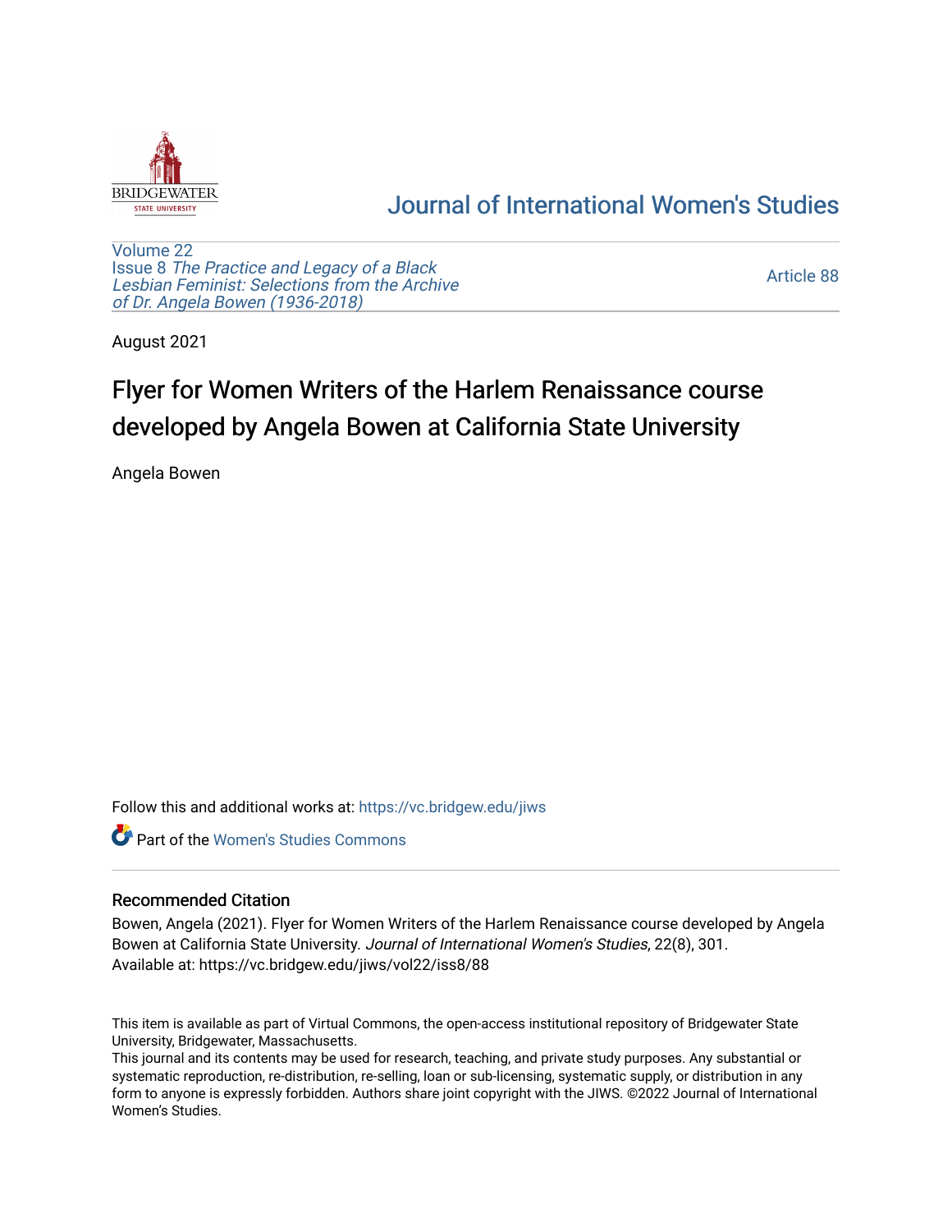Journal of International Women's Studies

Volume 22
Issue 8 *The Practice and Legacy of a Black Lesbian Feminist: Selections from the Archive of Dr. Angela Bowen (1936-2018)*

Article 88

August 2021

# Flyer for Women Writers of the Harlem Renaissance course developed by Angela Bowen at California State University

Angela Bowen

Follow this and additional works at: https://vc.bridgew.edu/jiws

Part of the Women's Studies Commons

## Recommended Citation

Bowen, Angela (2021). Flyer for Women Writers of the Harlem Renaissance course developed by Angela Bowen at California State University. *Journal of International Women's Studies*, 22(8), 301.
Available at: https://vc.bridgew.edu/jiws/vol22/iss8/88

This item is available as part of Virtual Commons, the open-access institutional repository of Bridgewater State University, Bridgewater, Massachusetts.
This journal and its contents may be used for research, teaching, and private study purposes. Any substantial or systematic reproduction, re-distribution, re-selling, loan or sub-licensing, systematic supply, or distribution in any form to anyone is expressly forbidden. Authors share joint copyright with the JIWS. ©2022 Journal of International Women's Studies.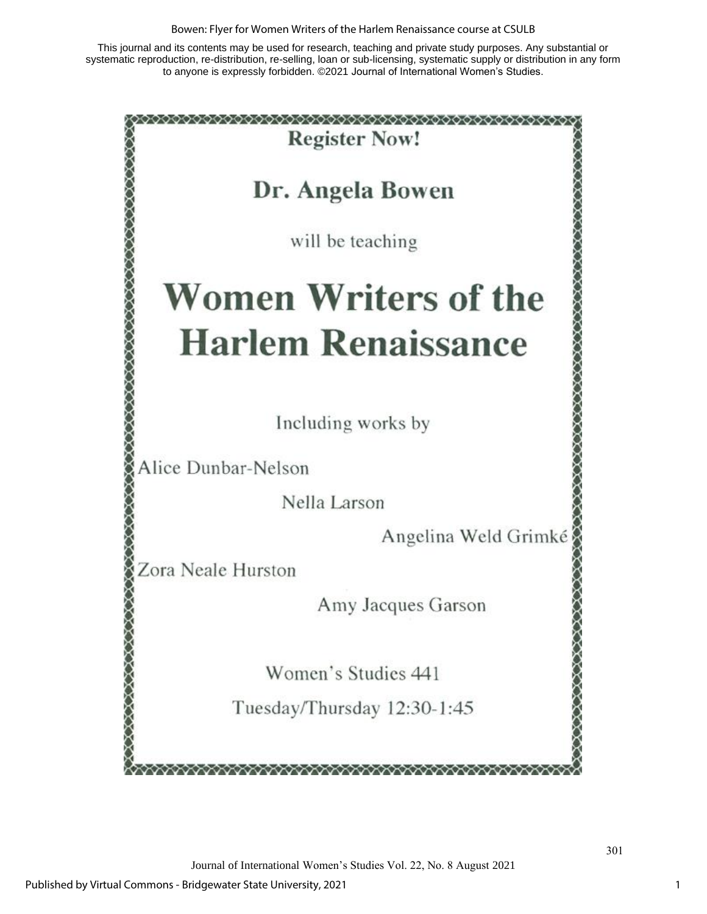Bowen: Flyer for Women Writers of the Harlem Renaissance course at CSULB

This journal and its contents may be used for research, teaching and private study purposes. Any substantial or systematic reproduction, re-distribution, re-selling, loan or sub-licensing, systematic supply or distribution in any form to anyone is expressly forbidden. ©2021 Journal of International Women's Studies.

**Register Now!**

**Dr. Angela Bowen**

will be teaching

# Women Writers of the Harlem Renaissance

Including works by

Alice Dunbar-Nelson

Nella Larson

Angelina Weld Grimké

Zora Neale Hurston

Amy Jacques Garson

Women's Studies 441

Tuesday/Thursday 12:30-1:45